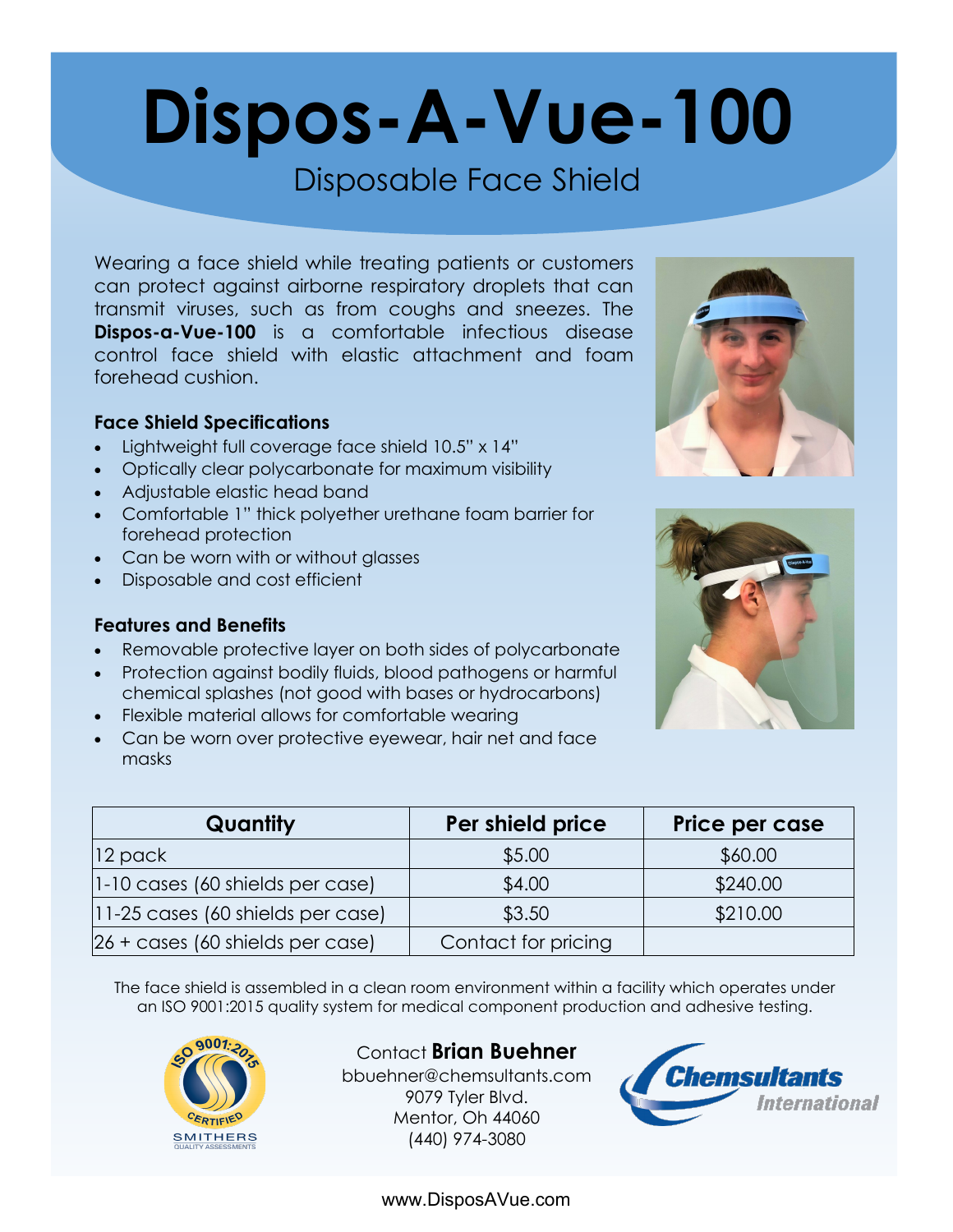# Dispos-A-Vue-100

## Disposable Face Shield

Wearing a face shield while treating patients or customers can protect against airborne respiratory droplets that can transmit viruses, such as from coughs and sneezes. The **Dispos-a-Vue-100** is a comfortable infectious disease control face shield with elastic attachment and foam forehead cushion.

### Face Shield Specifications

- Lightweight full coverage face shield 10.5" x 14"
- Optically clear polycarbonate for maximum visibility
- Adjustable elastic head band
- Comfortable 1" thick polyether urethane foam barrier for forehead protection
- Can be worn with or without glasses
- Disposable and cost efficient

### Features and Benefits

- Removable protective layer on both sides of polycarbonate
- Protection against bodily fluids, blood pathogens or harmful chemical splashes (not good with bases or hydrocarbons)
- Flexible material allows for comfortable wearing
- Can be worn over protective eyewear, hair net and face masks

| Quantity | Per shield price | Price per case |
|---|---|---|
| 12 pack | $5.00 | $60.00 |
| 1-10 cases (60 shields per case) | $4.00 | $240.00 |
| 11-25 cases (60 shields per case) | $3.50 | $210.00 |
| 26 + cases (60 shields per case) | Contact for pricing | |

The face shield is assembled in a clean room environment within a facility which operates under an ISO 9001:2015 quality system for medical component production and adhesive testing.

ISO 9001:2015 CERTIFIED
SMITHERS QUALITY ASSESSMENTS

Contact **Brian Buehner**
bbuehner@chemsultants.com
9079 Tyler Blvd.
Mentor, Oh 44060
(440) 974-3080

Chemsultants International

www.DisposAVue.com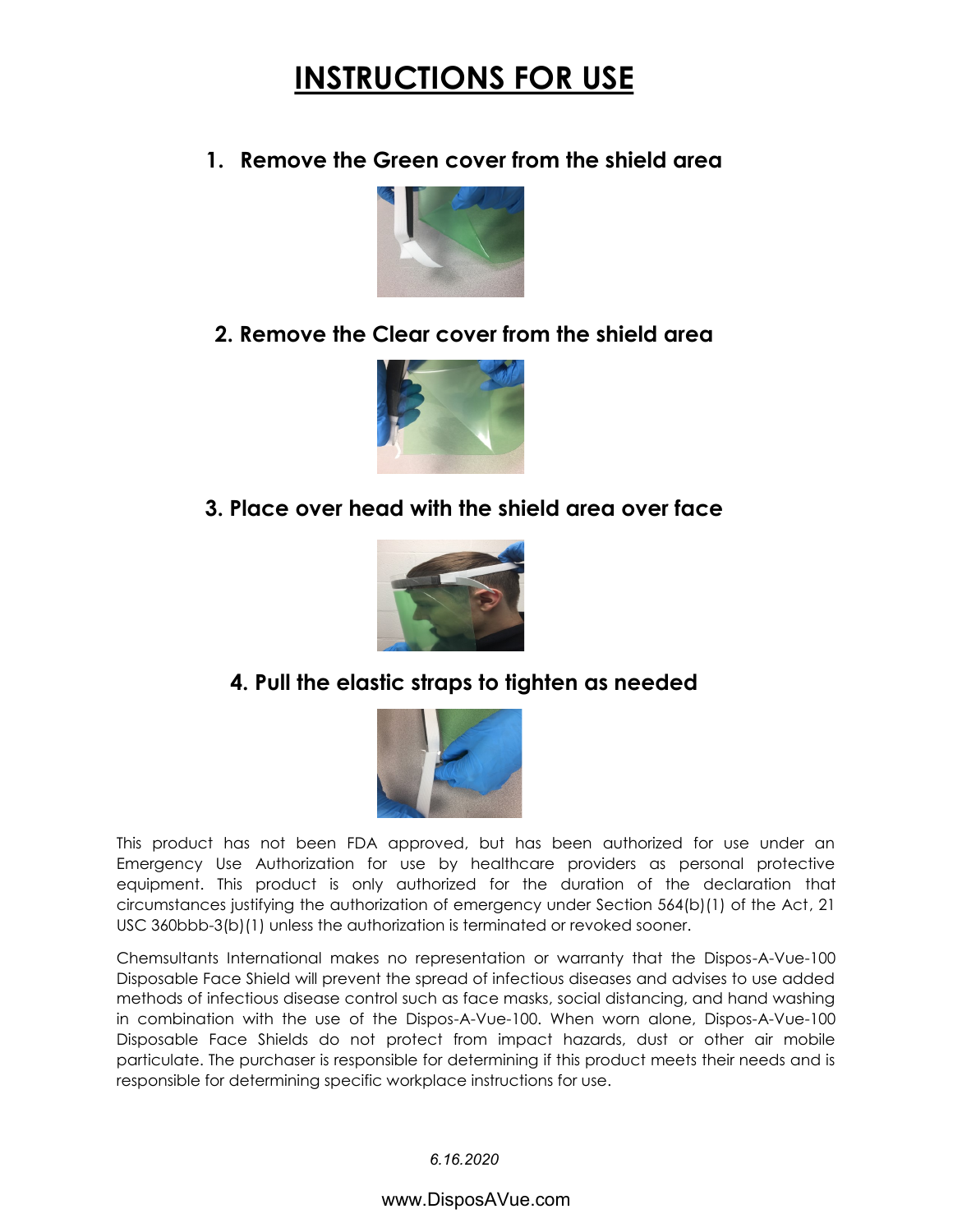# INSTRUCTIONS FOR USE

1. **Remove the Green cover from the shield area**

2. **Remove the Clear cover from the shield area**

3. **Place over head with the shield area over face**

4. **Pull the elastic straps to tighten as needed**

This product has not been FDA approved, but has been authorized for use under an Emergency Use Authorization for use by healthcare providers as personal protective equipment. This product is only authorized for the duration of the declaration that circumstances justifying the authorization of emergency under Section 564(b)(1) of the Act, 21 USC 360bbb-3(b)(1) unless the authorization is terminated or revoked sooner.

Chemsultants International makes no representation or warranty that the Dispos-A-Vue-100 Disposable Face Shield will prevent the spread of infectious diseases and advises to use added methods of infectious disease control such as face masks, social distancing, and hand washing in combination with the use of the Dispos-A-Vue-100. When worn alone, Dispos-A-Vue-100 Disposable Face Shields do not protect from impact hazards, dust or other air mobile particulate. The purchaser is responsible for determining if this product meets their needs and is responsible for determining specific workplace instructions for use.

*6.16.2020*

www.DisposAVue.com